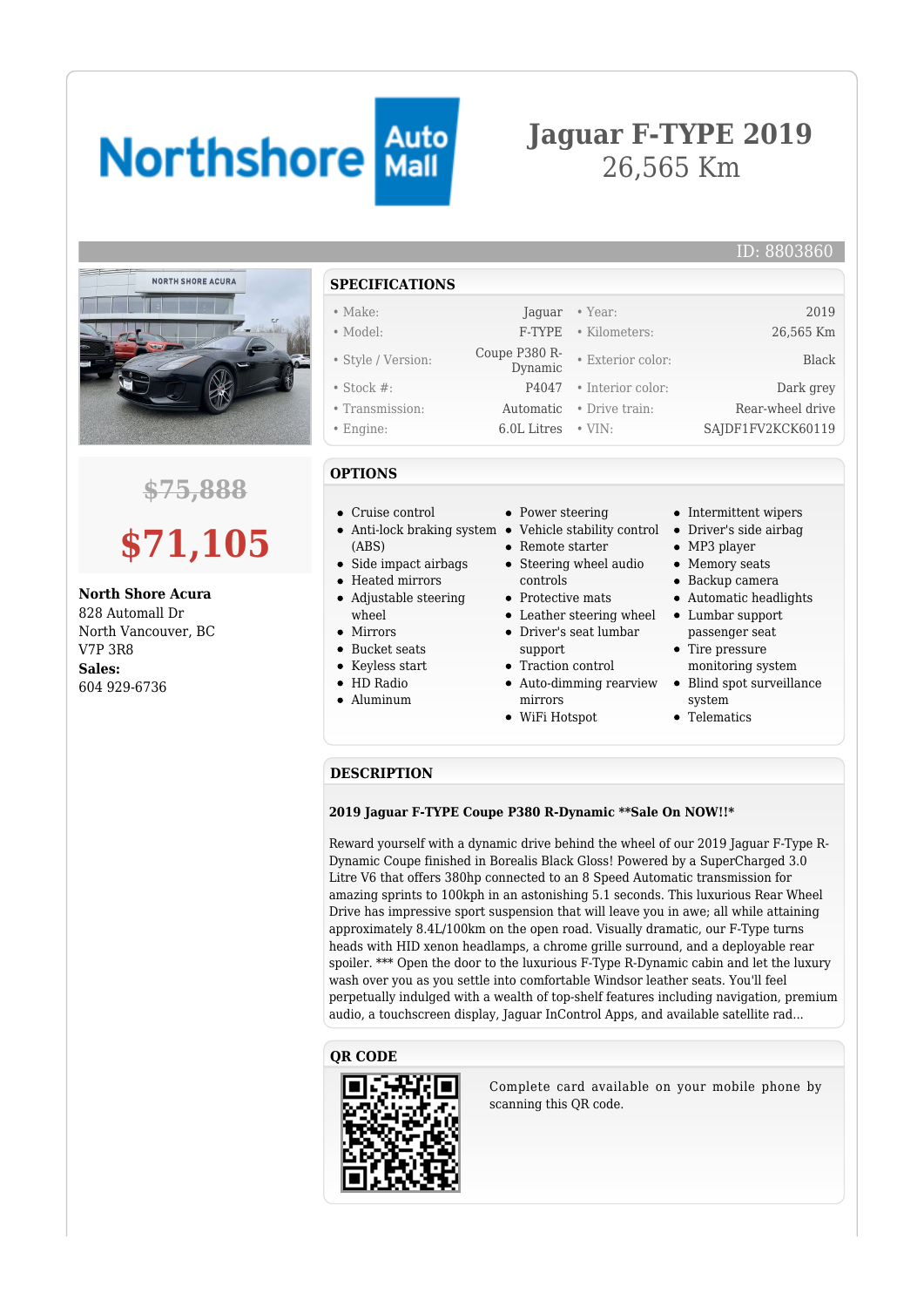# Jaguar F-TYPE 2019

26,565 Km

ID: 8803860

~~$75,888~~

**$71,105**

**North Shore Acura**
828 Automall Dr
North Vancouver, BC
V7P 3R8
**Sales:**
604 929-6736

## SPECIFICATIONS

| | | | |
|---|---|---|---|
| • Make: | Jaguar | • Year: | 2019 |
| • Model: | F-TYPE | • Kilometers: | 26,565 Km |
| • Style / Version: | Coupe P380 R-Dynamic | • Exterior color: | Black |
| • Stock #: | P4047 | • Interior color: | Dark grey |
| • Transmission: | Automatic | • Drive train: | Rear-wheel drive |
| • Engine: | 6.0L Litres | • VIN: | SAJDF1FV2KCK60119 |

## OPTIONS

- Cruise control
- Anti-lock braking system (ABS)
- Side impact airbags
- Heated mirrors
- Adjustable steering wheel
- Mirrors
- Bucket seats
- Keyless start
- HD Radio
- Aluminum
- Power steering
- Vehicle stability control
- Remote starter
- Steering wheel audio controls
- Protective mats
- Leather steering wheel
- Driver's seat lumbar support
- Traction control
- Auto-dimming rearview mirrors
- WiFi Hotspot
- Intermittent wipers
- Driver's side airbag
- MP3 player
- Memory seats
- Backup camera
- Automatic headlights
- Lumbar support passenger seat
- Tire pressure monitoring system
- Blind spot surveillance system
- Telematics

## DESCRIPTION

**2019 Jaguar F-TYPE Coupe P380 R-Dynamic **Sale On NOW!!***

Reward yourself with a dynamic drive behind the wheel of our 2019 Jaguar F-Type R-Dynamic Coupe finished in Borealis Black Gloss! Powered by a SuperCharged 3.0 Litre V6 that offers 380hp connected to an 8 Speed Automatic transmission for amazing sprints to 100kph in an astonishing 5.1 seconds. This luxurious Rear Wheel Drive has impressive sport suspension that will leave you in awe; all while attaining approximately 8.4L/100km on the open road. Visually dramatic, our F-Type turns heads with HID xenon headlamps, a chrome grille surround, and a deployable rear spoiler. *** Open the door to the luxurious F-Type R-Dynamic cabin and let the luxury wash over you as you settle into comfortable Windsor leather seats. You'll feel perpetually indulged with a wealth of top-shelf features including navigation, premium audio, a touchscreen display, Jaguar InControl Apps, and available satellite rad...

## QR CODE

Complete card available on your mobile phone by scanning this QR code.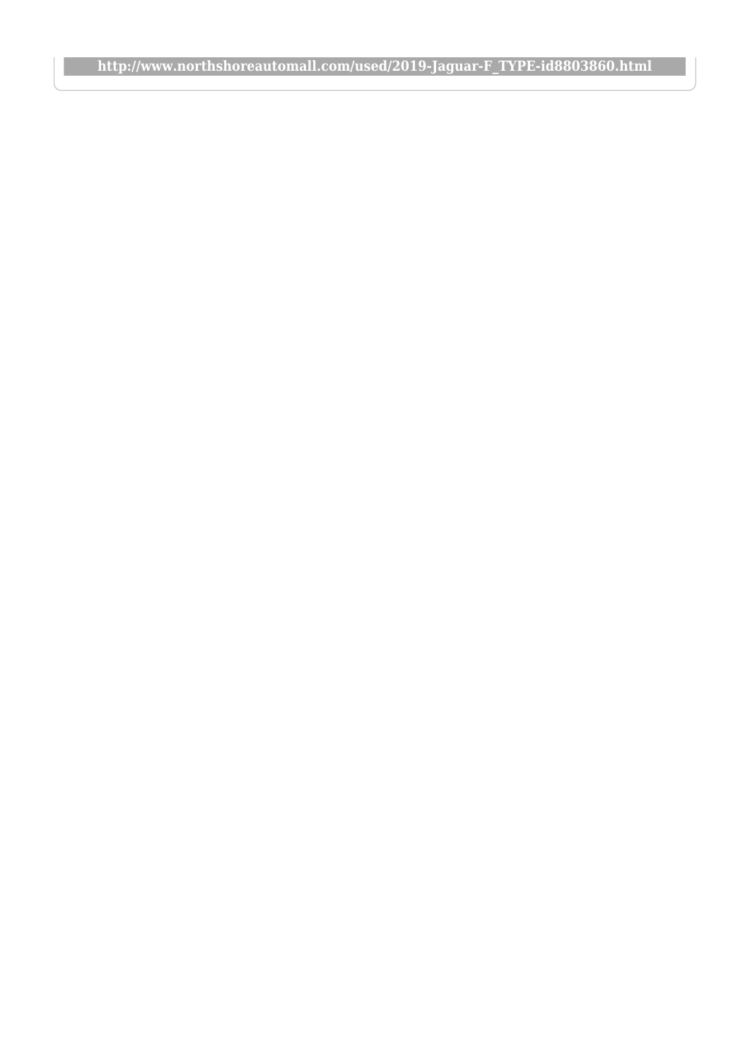**http://www.northshoreautomall.com/used/2019-Jaguar-F_TYPE-id8803860.html**